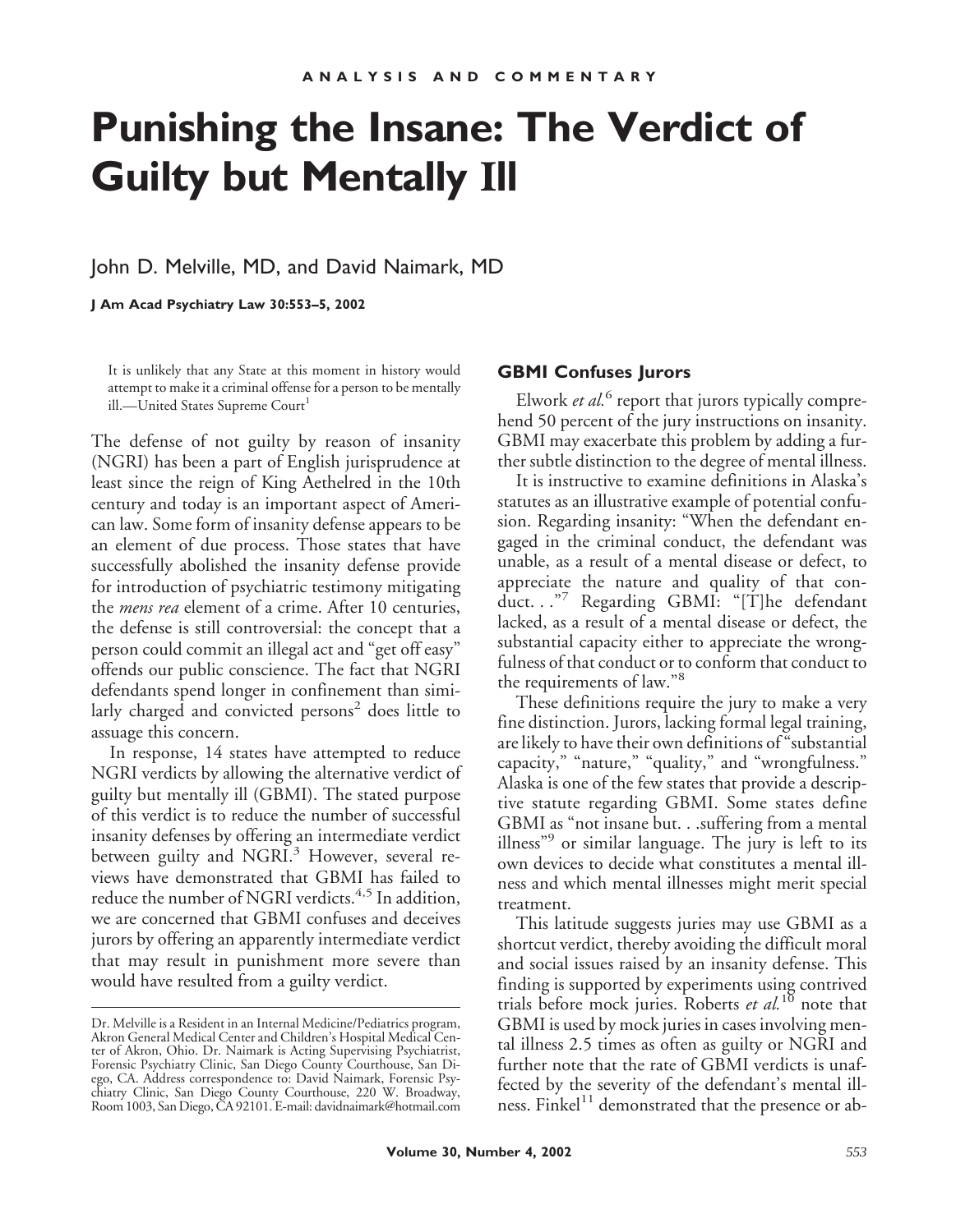ANALYSIS AND COMMENTARY

# Punishing the Insane: The Verdict of Guilty but Mentally Ill

John D. Melville, MD, and David Naimark, MD

> It is unlikely that any State at this moment in history would attempt to make it a criminal offense for a person to be mentally ill.—United States Supreme Court[1]

The defense of not guilty by reason of insanity (NGRI) has been a part of English jurisprudence at least since the reign of King Aethelred in the 10th century and today is an important aspect of American law. Some form of insanity defense appears to be an element of due process. Those states that have successfully abolished the insanity defense provide for introduction of psychiatric testimony mitigating the *mens rea* element of a crime. After 10 centuries, the defense is still controversial: the concept that a person could commit an illegal act and "get off easy" offends our public conscience. The fact that NGRI defendants spend longer in confinement than similarly charged and convicted persons[2] does little to assuage this concern.

In response, 14 states have attempted to reduce NGRI verdicts by allowing the alternative verdict of guilty but mentally ill (GBMI). The stated purpose of this verdict is to reduce the number of successful insanity defenses by offering an intermediate verdict between guilty and NGRI.[3] However, several reviews have demonstrated that GBMI has failed to reduce the number of NGRI verdicts.[4,5] In addition, we are concerned that GBMI confuses and deceives jurors by offering an apparently intermediate verdict that may result in punishment more severe than would have resulted from a guilty verdict.

Dr. Melville is a Resident in an Internal Medicine/Pediatrics program, Akron General Medical Center and Children's Hospital Medical Center of Akron, Ohio. Dr. Naimark is Acting Supervising Psychiatrist, Forensic Psychiatry Clinic, San Diego County Courthouse, San Diego, CA. Address correspondence to: David Naimark, Forensic Psychiatry Clinic, San Diego County Courthouse, 220 W. Broadway, Room 1003, San Diego, CA 92101. E-mail: davidnaimark@hotmail.com

## GBMI Confuses Jurors

Elwork *et al.*[6] report that jurors typically comprehend 50 percent of the jury instructions on insanity. GBMI may exacerbate this problem by adding a further subtle distinction to the degree of mental illness.

It is instructive to examine definitions in Alaska's statutes as an illustrative example of potential confusion. Regarding insanity: "When the defendant engaged in the criminal conduct, the defendant was unable, as a result of a mental disease or defect, to appreciate the nature and quality of that conduct. . ."[7] Regarding GBMI: "[T]he defendant lacked, as a result of a mental disease or defect, the substantial capacity either to appreciate the wrongfulness of that conduct or to conform that conduct to the requirements of law."[8]

These definitions require the jury to make a very fine distinction. Jurors, lacking formal legal training, are likely to have their own definitions of "substantial capacity," "nature," "quality," and "wrongfulness." Alaska is one of the few states that provide a descriptive statute regarding GBMI. Some states define GBMI as "not insane but. . .suffering from a mental illness"[9] or similar language. The jury is left to its own devices to decide what constitutes a mental illness and which mental illnesses might merit special treatment.

This latitude suggests juries may use GBMI as a shortcut verdict, thereby avoiding the difficult moral and social issues raised by an insanity defense. This finding is supported by experiments using contrived trials before mock juries. Roberts *et al.*[10] note that GBMI is used by mock juries in cases involving mental illness 2.5 times as often as guilty or NGRI and further note that the rate of GBMI verdicts is unaffected by the severity of the defendant's mental illness. Finkel[11] demonstrated that the presence or ab-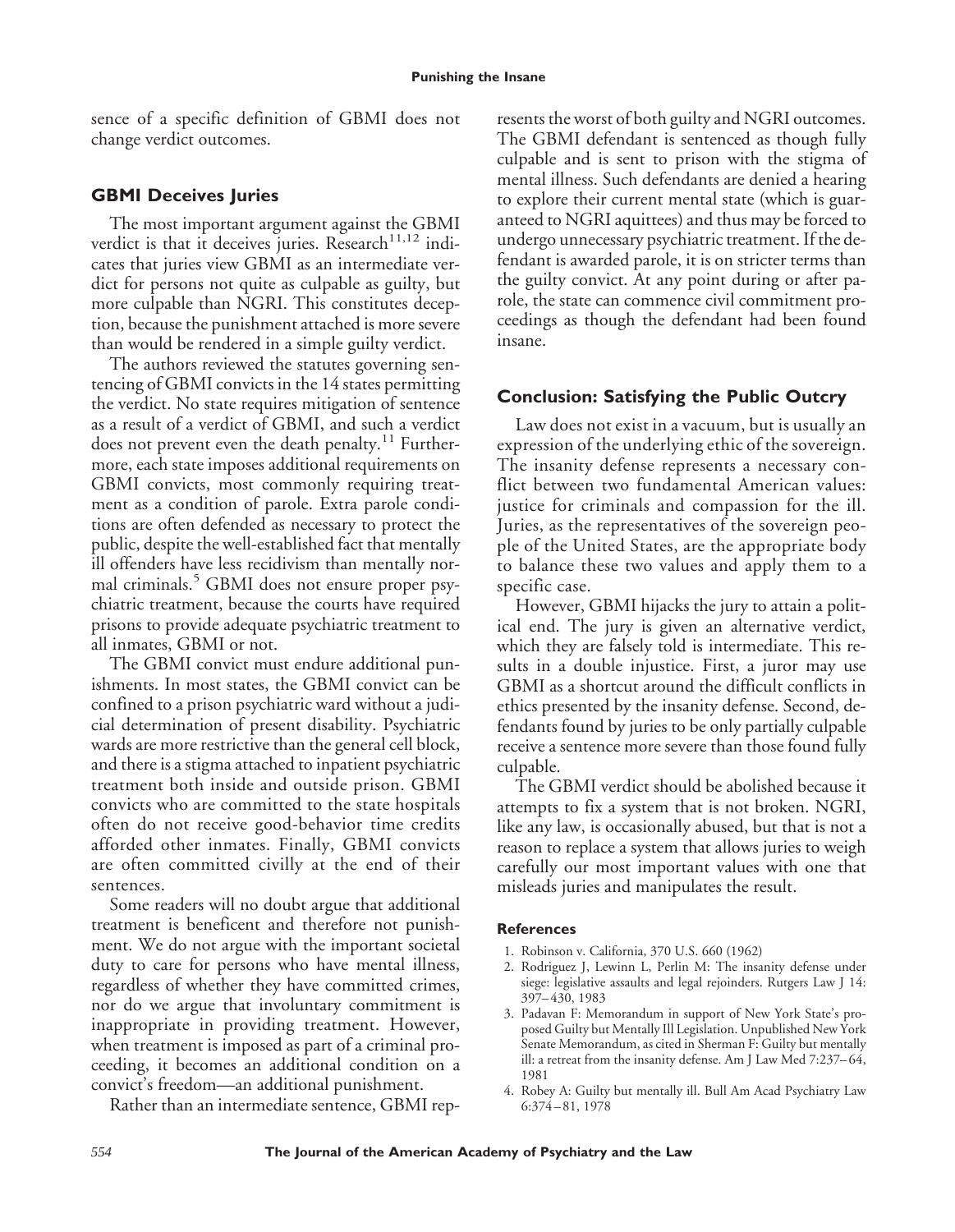sence of a specific definition of GBMI does not change verdict outcomes.

## GBMI Deceives Juries

The most important argument against the GBMI verdict is that it deceives juries. Research[11,12] indicates that juries view GBMI as an intermediate verdict for persons not quite as culpable as guilty, but more culpable than NGRI. This constitutes deception, because the punishment attached is more severe than would be rendered in a simple guilty verdict.

The authors reviewed the statutes governing sentencing of GBMI convicts in the 14 states permitting the verdict. No state requires mitigation of sentence as a result of a verdict of GBMI, and such a verdict does not prevent even the death penalty.[11] Furthermore, each state imposes additional requirements on GBMI convicts, most commonly requiring treatment as a condition of parole. Extra parole conditions are often defended as necessary to protect the public, despite the well-established fact that mentally ill offenders have less recidivism than mentally normal criminals.[5] GBMI does not ensure proper psychiatric treatment, because the courts have required prisons to provide adequate psychiatric treatment to all inmates, GBMI or not.

The GBMI convict must endure additional punishments. In most states, the GBMI convict can be confined to a prison psychiatric ward without a judicial determination of present disability. Psychiatric wards are more restrictive than the general cell block, and there is a stigma attached to inpatient psychiatric treatment both inside and outside prison. GBMI convicts who are committed to the state hospitals often do not receive good-behavior time credits afforded other inmates. Finally, GBMI convicts are often committed civilly at the end of their sentences.

Some readers will no doubt argue that additional treatment is beneficent and therefore not punishment. We do not argue with the important societal duty to care for persons who have mental illness, regardless of whether they have committed crimes, nor do we argue that involuntary commitment is inappropriate in providing treatment. However, when treatment is imposed as part of a criminal proceeding, it becomes an additional condition on a convict's freedom—an additional punishment.

Rather than an intermediate sentence, GBMI represents the worst of both guilty and NGRI outcomes. The GBMI defendant is sentenced as though fully culpable and is sent to prison with the stigma of mental illness. Such defendants are denied a hearing to explore their current mental state (which is guaranteed to NGRI aquittees) and thus may be forced to undergo unnecessary psychiatric treatment. If the defendant is awarded parole, it is on stricter terms than the guilty convict. At any point during or after parole, the state can commence civil commitment proceedings as though the defendant had been found insane.

## Conclusion: Satisfying the Public Outcry

Law does not exist in a vacuum, but is usually an expression of the underlying ethic of the sovereign. The insanity defense represents a necessary conflict between two fundamental American values: justice for criminals and compassion for the ill. Juries, as the representatives of the sovereign people of the United States, are the appropriate body to balance these two values and apply them to a specific case.

However, GBMI hijacks the jury to attain a political end. The jury is given an alternative verdict, which they are falsely told is intermediate. This results in a double injustice. First, a juror may use GBMI as a shortcut around the difficult conflicts in ethics presented by the insanity defense. Second, defendants found by juries to be only partially culpable receive a sentence more severe than those found fully culpable.

The GBMI verdict should be abolished because it attempts to fix a system that is not broken. NGRI, like any law, is occasionally abused, but that is not a reason to replace a system that allows juries to weigh carefully our most important values with one that misleads juries and manipulates the result.

### References

1. Robinson v. California, 370 U.S. 660 (1962)
2. Rodriguez J, Lewinn L, Perlin M: The insanity defense under siege: legislative assaults and legal rejoinders. Rutgers Law J 14: 397–430, 1983
3. Padavan F: Memorandum in support of New York State's proposed Guilty but Mentally Ill Legislation. Unpublished New York Senate Memorandum, as cited in Sherman F: Guilty but mentally ill: a retreat from the insanity defense. Am J Law Med 7:237–64, 1981
4. Robey A: Guilty but mentally ill. Bull Am Acad Psychiatry Law 6:374–81, 1978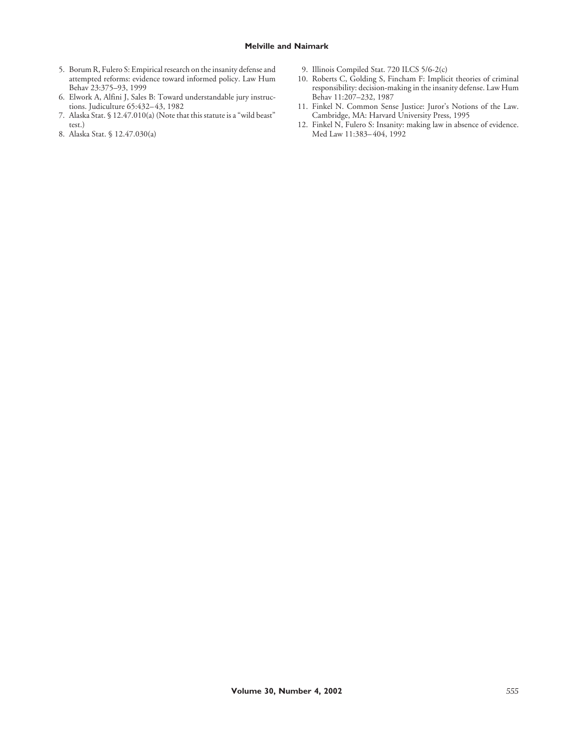5. Borum R, Fulero S: Empirical research on the insanity defense and attempted reforms: evidence toward informed policy. Law Hum Behav 23:375–93, 1999
6. Elwork A, Alfini J, Sales B: Toward understandable jury instructions. Judiculture 65:432–43, 1982
7. Alaska Stat. § 12.47.010(a) (Note that this statute is a "wild beast" test.)
8. Alaska Stat. § 12.47.030(a)
9. Illinois Compiled Stat. 720 ILCS 5/6-2(c)
10. Roberts C, Golding S, Fincham F: Implicit theories of criminal responsibility: decision-making in the insanity defense. Law Hum Behav 11:207–232, 1987
11. Finkel N. Common Sense Justice: Juror's Notions of the Law. Cambridge, MA: Harvard University Press, 1995
12. Finkel N, Fulero S: Insanity: making law in absence of evidence. Med Law 11:383–404, 1992